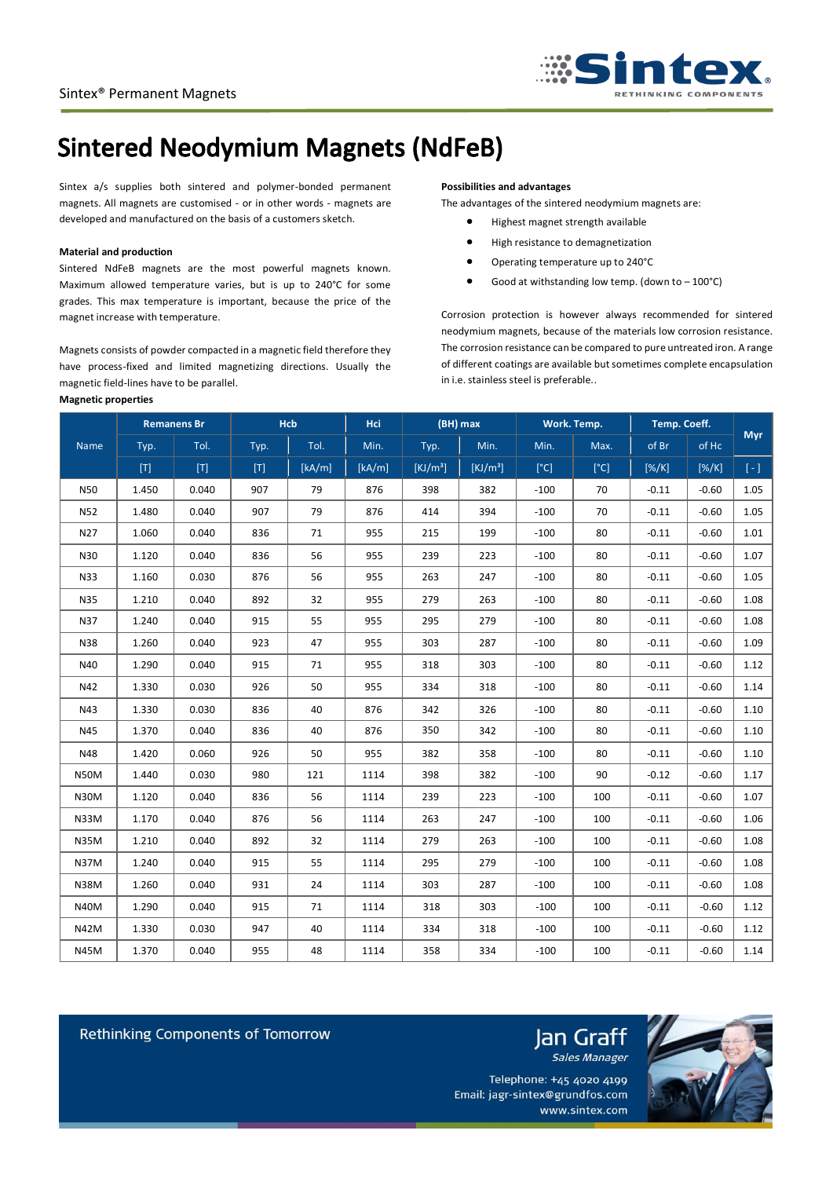# Sintered Neodymium Magnets (NdFeB)

Sintex a/s supplies both sintered and polymer-bonded permanent magnets. All magnets are customised - or in other words - magnets are developed and manufactured on the basis of a customers sketch.

**Material and production**

Sintered NdFeB magnets are the most powerful magnets known. Maximum allowed temperature varies, but is up to 240°C for some grades. This max temperature is important, because the price of the magnet increase with temperature.

Magnets consists of powder compacted in a magnetic field therefore they have process-fixed and limited magnetizing directions. Usually the magnetic field-lines have to be parallel.

**Possibilities and advantages**

The advantages of the sintered neodymium magnets are:

- Highest magnet strength available
- High resistance to demagnetization
- Operating temperature up to 240°C
- Good at withstanding low temp. (down to – 100°C)

Corrosion protection is however always recommended for sintered neodymium magnets, because of the materials low corrosion resistance. The corrosion resistance can be compared to pure untreated iron. A range of different coatings are available but sometimes complete encapsulation in i.e. stainless steel is preferable..

**Magnetic properties**

| Name | Remanens Br | | Hcb | | Hci | (BH) max | | Work. Temp. | | Temp. Coeff. | | Myr |
|---|---|---|---|---|---|---|---|---|---|---|---|---|
| | Typ. | Tol. | Typ. | Tol. | Min. | Typ. | Min. | Min. | Max. | of Br | of Hc | |
| | [T] | [T] | [T] | [kA/m] | [kA/m] | [KJ/m³] | [KJ/m³] | [°C] | [°C] | [%/K] | [%/K] | [ - ] |
| N50 | 1.450 | 0.040 | 907 | 79 | 876 | 398 | 382 | -100 | 70 | -0.11 | -0.60 | 1.05 |
| N52 | 1.480 | 0.040 | 907 | 79 | 876 | 414 | 394 | -100 | 70 | -0.11 | -0.60 | 1.05 |
| N27 | 1.060 | 0.040 | 836 | 71 | 955 | 215 | 199 | -100 | 80 | -0.11 | -0.60 | 1.01 |
| N30 | 1.120 | 0.040 | 836 | 56 | 955 | 239 | 223 | -100 | 80 | -0.11 | -0.60 | 1.07 |
| N33 | 1.160 | 0.030 | 876 | 56 | 955 | 263 | 247 | -100 | 80 | -0.11 | -0.60 | 1.05 |
| N35 | 1.210 | 0.040 | 892 | 32 | 955 | 279 | 263 | -100 | 80 | -0.11 | -0.60 | 1.08 |
| N37 | 1.240 | 0.040 | 915 | 55 | 955 | 295 | 279 | -100 | 80 | -0.11 | -0.60 | 1.08 |
| N38 | 1.260 | 0.040 | 923 | 47 | 955 | 303 | 287 | -100 | 80 | -0.11 | -0.60 | 1.09 |
| N40 | 1.290 | 0.040 | 915 | 71 | 955 | 318 | 303 | -100 | 80 | -0.11 | -0.60 | 1.12 |
| N42 | 1.330 | 0.030 | 926 | 50 | 955 | 334 | 318 | -100 | 80 | -0.11 | -0.60 | 1.14 |
| N43 | 1.330 | 0.030 | 836 | 40 | 876 | 342 | 326 | -100 | 80 | -0.11 | -0.60 | 1.10 |
| N45 | 1.370 | 0.040 | 836 | 40 | 876 | 350 | 342 | -100 | 80 | -0.11 | -0.60 | 1.10 |
| N48 | 1.420 | 0.060 | 926 | 50 | 955 | 382 | 358 | -100 | 80 | -0.11 | -0.60 | 1.10 |
| N50M | 1.440 | 0.030 | 980 | 121 | 1114 | 398 | 382 | -100 | 90 | -0.12 | -0.60 | 1.17 |
| N30M | 1.120 | 0.040 | 836 | 56 | 1114 | 239 | 223 | -100 | 100 | -0.11 | -0.60 | 1.07 |
| N33M | 1.170 | 0.040 | 876 | 56 | 1114 | 263 | 247 | -100 | 100 | -0.11 | -0.60 | 1.06 |
| N35M | 1.210 | 0.040 | 892 | 32 | 1114 | 279 | 263 | -100 | 100 | -0.11 | -0.60 | 1.08 |
| N37M | 1.240 | 0.040 | 915 | 55 | 1114 | 295 | 279 | -100 | 100 | -0.11 | -0.60 | 1.08 |
| N38M | 1.260 | 0.040 | 931 | 24 | 1114 | 303 | 287 | -100 | 100 | -0.11 | -0.60 | 1.08 |
| N40M | 1.290 | 0.040 | 915 | 71 | 1114 | 318 | 303 | -100 | 100 | -0.11 | -0.60 | 1.12 |
| N42M | 1.330 | 0.030 | 947 | 40 | 1114 | 334 | 318 | -100 | 100 | -0.11 | -0.60 | 1.12 |
| N45M | 1.370 | 0.040 | 955 | 48 | 1114 | 358 | 334 | -100 | 100 | -0.11 | -0.60 | 1.14 |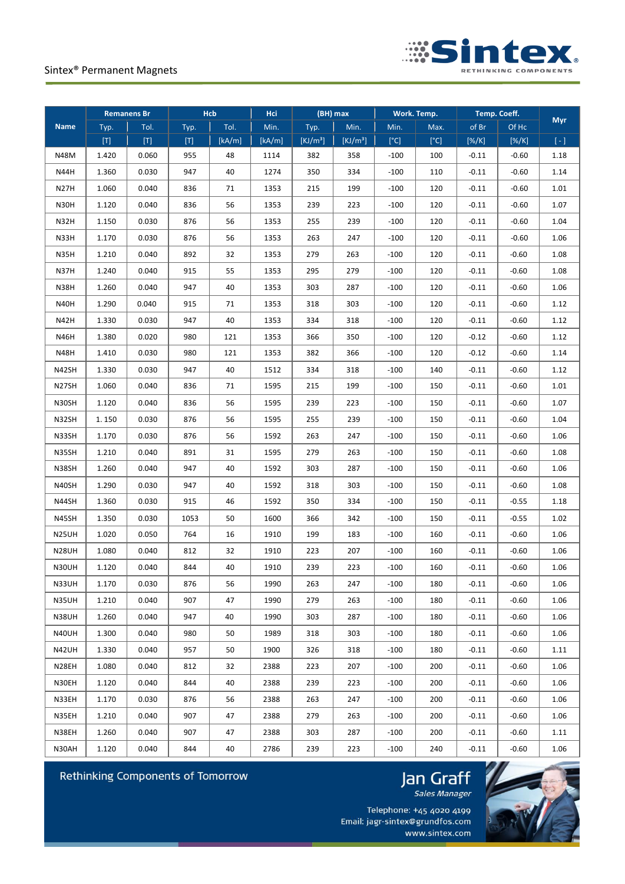| Name | Remanens Br | | Hcb | | Hci | (BH) max | | Work. Temp. | | Temp. Coeff. | | Myr |
|---|---|---|---|---|---|---|---|---|---|---|---|---|
| | Typ. | Tol. | Typ. | Tol. | Min. | Typ. | Min. | Min. | Max. | of Br | Of Hc | |
| | [T] | [T] | [T] | [kA/m] | [kA/m] | [KJ/m³] | [KJ/m³] | [°C] | [°C] | [%/K] | [%/K] | [ - ] |
| N48M | 1.420 | 0.060 | 955 | 48 | 1114 | 382 | 358 | -100 | 100 | -0.11 | -0.60 | 1.18 |
| N44H | 1.360 | 0.030 | 947 | 40 | 1274 | 350 | 334 | -100 | 110 | -0.11 | -0.60 | 1.14 |
| N27H | 1.060 | 0.040 | 836 | 71 | 1353 | 215 | 199 | -100 | 120 | -0.11 | -0.60 | 1.01 |
| N30H | 1.120 | 0.040 | 836 | 56 | 1353 | 239 | 223 | -100 | 120 | -0.11 | -0.60 | 1.07 |
| N32H | 1.150 | 0.030 | 876 | 56 | 1353 | 255 | 239 | -100 | 120 | -0.11 | -0.60 | 1.04 |
| N33H | 1.170 | 0.030 | 876 | 56 | 1353 | 263 | 247 | -100 | 120 | -0.11 | -0.60 | 1.06 |
| N35H | 1.210 | 0.040 | 892 | 32 | 1353 | 279 | 263 | -100 | 120 | -0.11 | -0.60 | 1.08 |
| N37H | 1.240 | 0.040 | 915 | 55 | 1353 | 295 | 279 | -100 | 120 | -0.11 | -0.60 | 1.08 |
| N38H | 1.260 | 0.040 | 947 | 40 | 1353 | 303 | 287 | -100 | 120 | -0.11 | -0.60 | 1.06 |
| N40H | 1.290 | 0.040 | 915 | 71 | 1353 | 318 | 303 | -100 | 120 | -0.11 | -0.60 | 1.12 |
| N42H | 1.330 | 0.030 | 947 | 40 | 1353 | 334 | 318 | -100 | 120 | -0.11 | -0.60 | 1.12 |
| N46H | 1.380 | 0.020 | 980 | 121 | 1353 | 366 | 350 | -100 | 120 | -0.12 | -0.60 | 1.12 |
| N48H | 1.410 | 0.030 | 980 | 121 | 1353 | 382 | 366 | -100 | 120 | -0.12 | -0.60 | 1.14 |
| N42SH | 1.330 | 0.030 | 947 | 40 | 1512 | 334 | 318 | -100 | 140 | -0.11 | -0.60 | 1.12 |
| N27SH | 1.060 | 0.040 | 836 | 71 | 1595 | 215 | 199 | -100 | 150 | -0.11 | -0.60 | 1.01 |
| N30SH | 1.120 | 0.040 | 836 | 56 | 1595 | 239 | 223 | -100 | 150 | -0.11 | -0.60 | 1.07 |
| N32SH | 1. 150 | 0.030 | 876 | 56 | 1595 | 255 | 239 | -100 | 150 | -0.11 | -0.60 | 1.04 |
| N33SH | 1.170 | 0.030 | 876 | 56 | 1592 | 263 | 247 | -100 | 150 | -0.11 | -0.60 | 1.06 |
| N35SH | 1.210 | 0.040 | 891 | 31 | 1595 | 279 | 263 | -100 | 150 | -0.11 | -0.60 | 1.08 |
| N38SH | 1.260 | 0.040 | 947 | 40 | 1592 | 303 | 287 | -100 | 150 | -0.11 | -0.60 | 1.06 |
| N40SH | 1.290 | 0.030 | 947 | 40 | 1592 | 318 | 303 | -100 | 150 | -0.11 | -0.60 | 1.08 |
| N44SH | 1.360 | 0.030 | 915 | 46 | 1592 | 350 | 334 | -100 | 150 | -0.11 | -0.55 | 1.18 |
| N45SH | 1.350 | 0.030 | 1053 | 50 | 1600 | 366 | 342 | -100 | 150 | -0.11 | -0.55 | 1.02 |
| N25UH | 1.020 | 0.050 | 764 | 16 | 1910 | 199 | 183 | -100 | 160 | -0.11 | -0.60 | 1.06 |
| N28UH | 1.080 | 0.040 | 812 | 32 | 1910 | 223 | 207 | -100 | 160 | -0.11 | -0.60 | 1.06 |
| N30UH | 1.120 | 0.040 | 844 | 40 | 1910 | 239 | 223 | -100 | 160 | -0.11 | -0.60 | 1.06 |
| N33UH | 1.170 | 0.030 | 876 | 56 | 1990 | 263 | 247 | -100 | 180 | -0.11 | -0.60 | 1.06 |
| N35UH | 1.210 | 0.040 | 907 | 47 | 1990 | 279 | 263 | -100 | 180 | -0.11 | -0.60 | 1.06 |
| N38UH | 1.260 | 0.040 | 947 | 40 | 1990 | 303 | 287 | -100 | 180 | -0.11 | -0.60 | 1.06 |
| N40UH | 1.300 | 0.040 | 980 | 50 | 1989 | 318 | 303 | -100 | 180 | -0.11 | -0.60 | 1.06 |
| N42UH | 1.330 | 0.040 | 957 | 50 | 1900 | 326 | 318 | -100 | 180 | -0.11 | -0.60 | 1.11 |
| N28EH | 1.080 | 0.040 | 812 | 32 | 2388 | 223 | 207 | -100 | 200 | -0.11 | -0.60 | 1.06 |
| N30EH | 1.120 | 0.040 | 844 | 40 | 2388 | 239 | 223 | -100 | 200 | -0.11 | -0.60 | 1.06 |
| N33EH | 1.170 | 0.030 | 876 | 56 | 2388 | 263 | 247 | -100 | 200 | -0.11 | -0.60 | 1.06 |
| N35EH | 1.210 | 0.040 | 907 | 47 | 2388 | 279 | 263 | -100 | 200 | -0.11 | -0.60 | 1.06 |
| N38EH | 1.260 | 0.040 | 907 | 47 | 2388 | 303 | 287 | -100 | 200 | -0.11 | -0.60 | 1.11 |
| N30AH | 1.120 | 0.040 | 844 | 40 | 2786 | 239 | 223 | -100 | 240 | -0.11 | -0.60 | 1.06 |

Rethinking Components of Tomorrow

Jan Graff
*Sales Manager*

Telephone: +45 4020 4199
Email: jagr-sintex@grundfos.com
www.sintex.com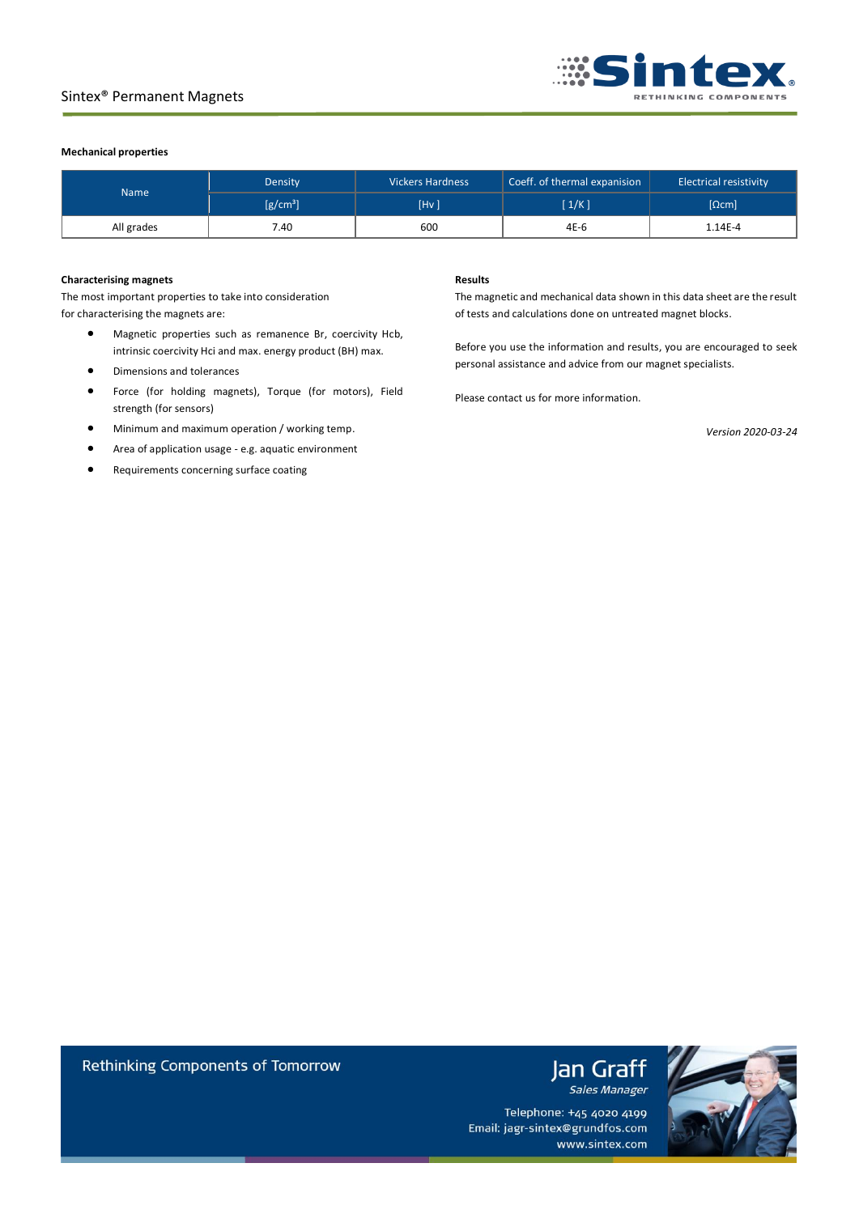#### Mechanical properties

| Name | Density | Vickers Hardness | Coeff. of thermal expansion | Electrical resistivity |
|---|---|---|---|---|
| | [g/cm³] | [Hv ] | [ 1/K ] | [Ωcm] |
| All grades | 7.40 | 600 | 4E-6 | 1.14E-4 |

#### Characterising magnets

The most important properties to take into consideration for characterising the magnets are:

- Magnetic properties such as remanence Br, coercivity Hcb, intrinsic coercivity Hci and max. energy product (BH) max.
- Dimensions and tolerances
- Force (for holding magnets), Torque (for motors), Field strength (for sensors)
- Minimum and maximum operation / working temp.
- Area of application usage - e.g. aquatic environment
- Requirements concerning surface coating

#### Results

The magnetic and mechanical data shown in this data sheet are the result of tests and calculations done on untreated magnet blocks.

Before you use the information and results, you are encouraged to seek personal assistance and advice from our magnet specialists.

Please contact us for more information.

*Version 2020-03-24*

Rethinking Components of Tomorrow

Jan Graff
*Sales Manager*

Telephone: +45 4020 4199
Email: jagr-sintex@grundfos.com
www.sintex.com